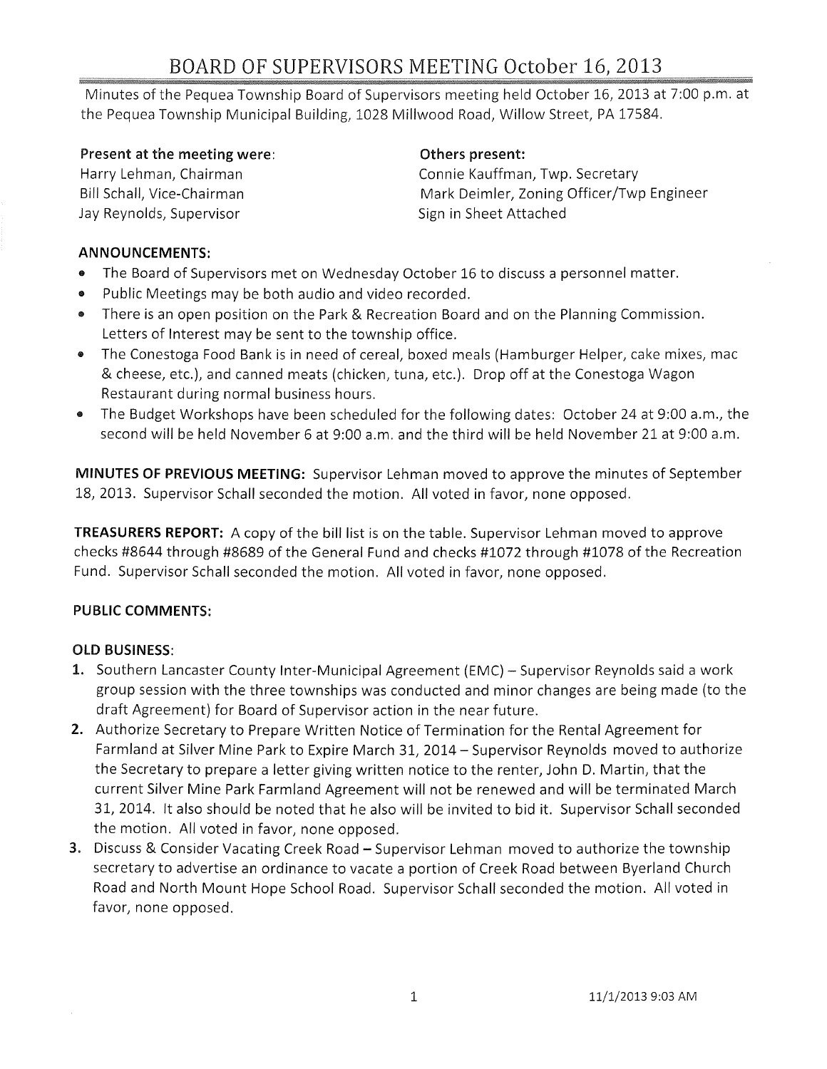# BOARD OF SUPERVISORS MEETING October 16, 2013

Minutes of the Pequea Township Board of Supervisors meeting held October 16, 2013 at 7:00 p.m. at the Pequea Township Municipal Building, 1028 Millwood Road, Willow Street, PA 17584.

**Present at the meeting were:**
Harry Lehman, Chairman
Bill Schall, Vice-Chairman
Jay Reynolds, Supervisor

**Others present:**
Connie Kauffman, Twp. Secretary
Mark Deimler, Zoning Officer/Twp Engineer
Sign in Sheet Attached

**ANNOUNCEMENTS:**

- The Board of Supervisors met on Wednesday October 16 to discuss a personnel matter.
- Public Meetings may be both audio and video recorded.
- There is an open position on the Park & Recreation Board and on the Planning Commission. Letters of Interest may be sent to the township office.
- The Conestoga Food Bank is in need of cereal, boxed meals (Hamburger Helper, cake mixes, mac & cheese, etc.), and canned meats (chicken, tuna, etc.). Drop off at the Conestoga Wagon Restaurant during normal business hours.
- The Budget Workshops have been scheduled for the following dates: October 24 at 9:00 a.m., the second will be held November 6 at 9:00 a.m. and the third will be held November 21 at 9:00 a.m.

**MINUTES OF PREVIOUS MEETING:** Supervisor Lehman moved to approve the minutes of September 18, 2013. Supervisor Schall seconded the motion. All voted in favor, none opposed.

**TREASURERS REPORT:** A copy of the bill list is on the table. Supervisor Lehman moved to approve checks #8644 through #8689 of the General Fund and checks #1072 through #1078 of the Recreation Fund. Supervisor Schall seconded the motion. All voted in favor, none opposed.

**PUBLIC COMMENTS:**

**OLD BUSINESS:**

1. Southern Lancaster County Inter-Municipal Agreement (EMC) – Supervisor Reynolds said a work group session with the three townships was conducted and minor changes are being made (to the draft Agreement) for Board of Supervisor action in the near future.
2. Authorize Secretary to Prepare Written Notice of Termination for the Rental Agreement for Farmland at Silver Mine Park to Expire March 31, 2014 – Supervisor Reynolds moved to authorize the Secretary to prepare a letter giving written notice to the renter, John D. Martin, that the current Silver Mine Park Farmland Agreement will not be renewed and will be terminated March 31, 2014. It also should be noted that he also will be invited to bid it. Supervisor Schall seconded the motion. All voted in favor, none opposed.
3. Discuss & Consider Vacating Creek Road – Supervisor Lehman moved to authorize the township secretary to advertise an ordinance to vacate a portion of Creek Road between Byerland Church Road and North Mount Hope School Road. Supervisor Schall seconded the motion. All voted in favor, none opposed.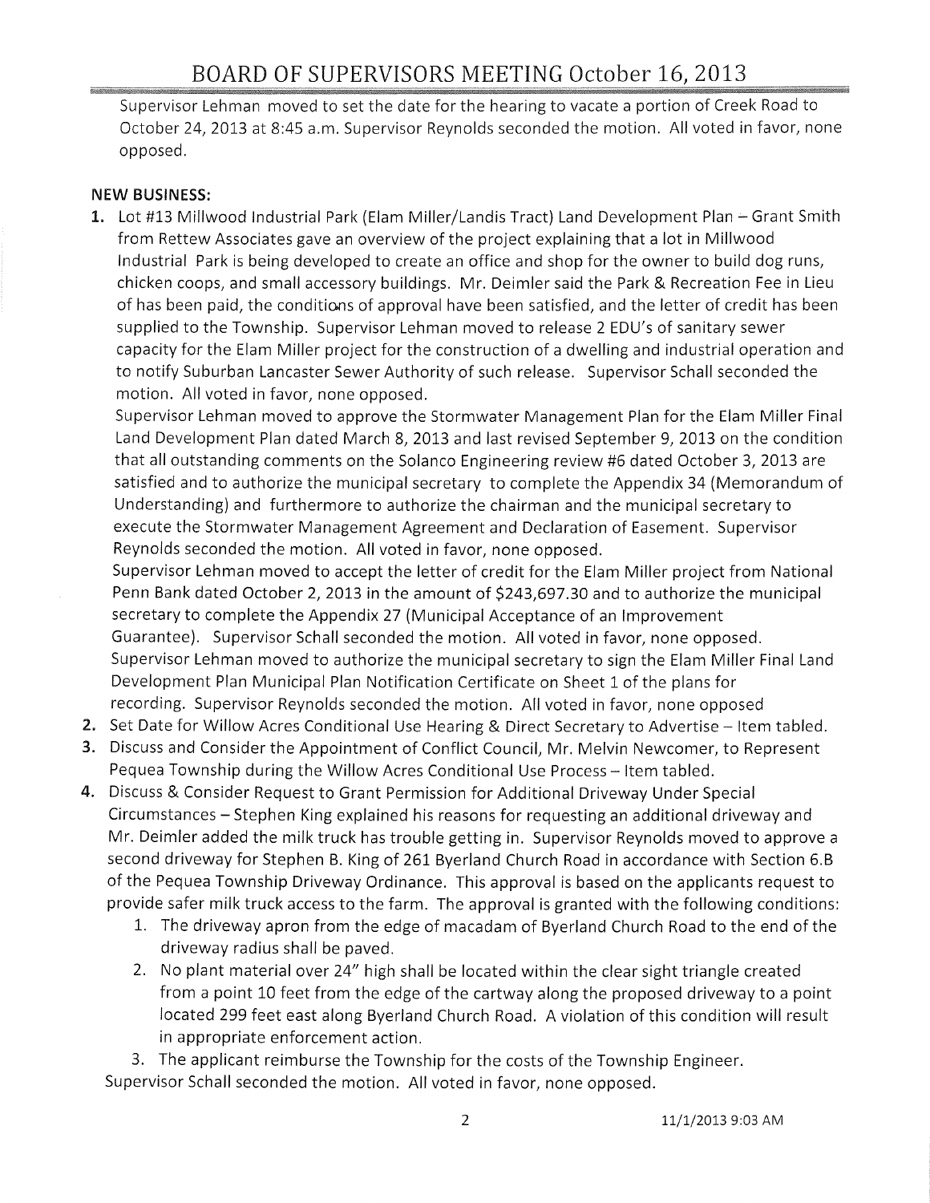Supervisor Lehman moved to set the date for the hearing to vacate a portion of Creek Road to October 24, 2013 at 8:45 a.m. Supervisor Reynolds seconded the motion. All voted in favor, none opposed.

**NEW BUSINESS:**

1. Lot #13 Millwood Industrial Park (Elam Miller/Landis Tract) Land Development Plan – Grant Smith from Rettew Associates gave an overview of the project explaining that a lot in Millwood Industrial Park is being developed to create an office and shop for the owner to build dog runs, chicken coops, and small accessory buildings. Mr. Deimler said the Park & Recreation Fee in Lieu of has been paid, the conditions of approval have been satisfied, and the letter of credit has been supplied to the Township. Supervisor Lehman moved to release 2 EDU's of sanitary sewer capacity for the Elam Miller project for the construction of a dwelling and industrial operation and to notify Suburban Lancaster Sewer Authority of such release. Supervisor Schall seconded the motion. All voted in favor, none opposed.
   Supervisor Lehman moved to approve the Stormwater Management Plan for the Elam Miller Final Land Development Plan dated March 8, 2013 and last revised September 9, 2013 on the condition that all outstanding comments on the Solanco Engineering review #6 dated October 3, 2013 are satisfied and to authorize the municipal secretary to complete the Appendix 34 (Memorandum of Understanding) and furthermore to authorize the chairman and the municipal secretary to execute the Stormwater Management Agreement and Declaration of Easement. Supervisor Reynolds seconded the motion. All voted in favor, none opposed.
   Supervisor Lehman moved to accept the letter of credit for the Elam Miller project from National Penn Bank dated October 2, 2013 in the amount of $243,697.30 and to authorize the municipal secretary to complete the Appendix 27 (Municipal Acceptance of an Improvement Guarantee). Supervisor Schall seconded the motion. All voted in favor, none opposed.
   Supervisor Lehman moved to authorize the municipal secretary to sign the Elam Miller Final Land Development Plan Municipal Plan Notification Certificate on Sheet 1 of the plans for recording. Supervisor Reynolds seconded the motion. All voted in favor, none opposed
2. Set Date for Willow Acres Conditional Use Hearing & Direct Secretary to Advertise – Item tabled.
3. Discuss and Consider the Appointment of Conflict Council, Mr. Melvin Newcomer, to Represent Pequea Township during the Willow Acres Conditional Use Process – Item tabled.
4. Discuss & Consider Request to Grant Permission for Additional Driveway Under Special Circumstances – Stephen King explained his reasons for requesting an additional driveway and Mr. Deimler added the milk truck has trouble getting in. Supervisor Reynolds moved to approve a second driveway for Stephen B. King of 261 Byerland Church Road in accordance with Section 6.B of the Pequea Township Driveway Ordinance. This approval is based on the applicants request to provide safer milk truck access to the farm. The approval is granted with the following conditions:
   1. The driveway apron from the edge of macadam of Byerland Church Road to the end of the driveway radius shall be paved.
   2. No plant material over 24" high shall be located within the clear sight triangle created from a point 10 feet from the edge of the cartway along the proposed driveway to a point located 299 feet east along Byerland Church Road. A violation of this condition will result in appropriate enforcement action.
   3. The applicant reimburse the Township for the costs of the Township Engineer.

   Supervisor Schall seconded the motion. All voted in favor, none opposed.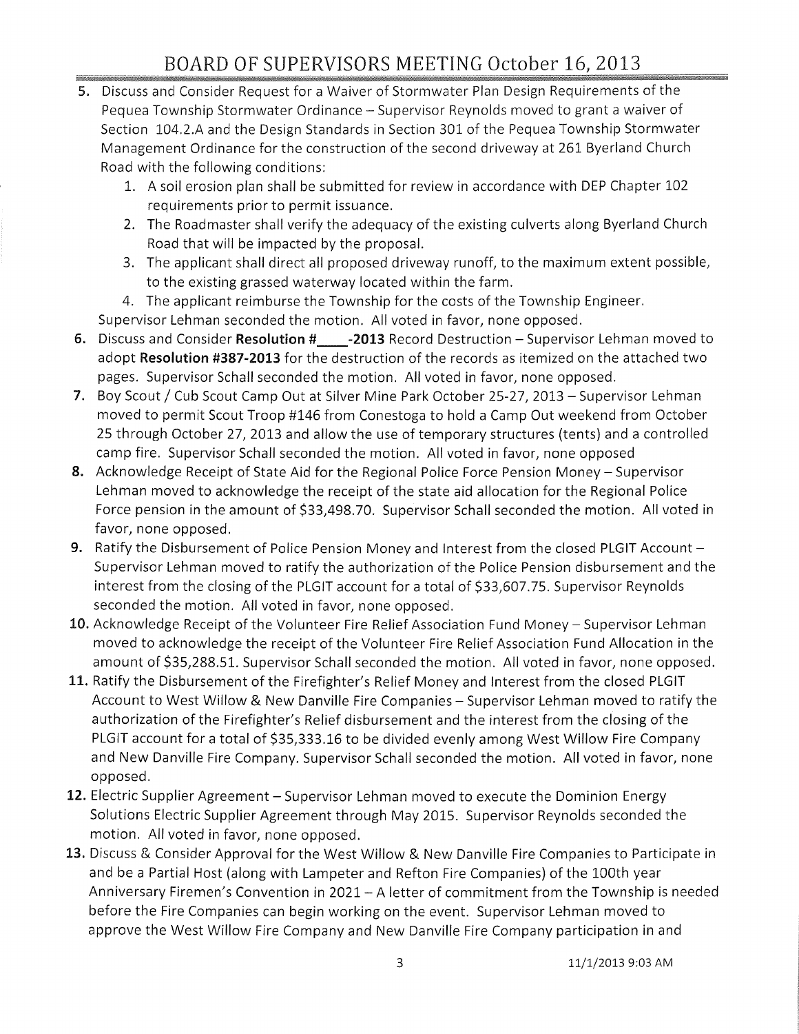# BOARD OF SUPERVISORS MEETING October 16, 2013

5. Discuss and Consider Request for a Waiver of Stormwater Plan Design Requirements of the Pequea Township Stormwater Ordinance – Supervisor Reynolds moved to grant a waiver of Section 104.2.A and the Design Standards in Section 301 of the Pequea Township Stormwater Management Ordinance for the construction of the second driveway at 261 Byerland Church Road with the following conditions:
   1. A soil erosion plan shall be submitted for review in accordance with DEP Chapter 102 requirements prior to permit issuance.
   2. The Roadmaster shall verify the adequacy of the existing culverts along Byerland Church Road that will be impacted by the proposal.
   3. The applicant shall direct all proposed driveway runoff, to the maximum extent possible, to the existing grassed waterway located within the farm.
   4. The applicant reimburse the Township for the costs of the Township Engineer.

   Supervisor Lehman seconded the motion. All voted in favor, none opposed.
6. Discuss and Consider **Resolution #____-2013** Record Destruction – Supervisor Lehman moved to adopt **Resolution #387-2013** for the destruction of the records as itemized on the attached two pages. Supervisor Schall seconded the motion. All voted in favor, none opposed.
7. Boy Scout / Cub Scout Camp Out at Silver Mine Park October 25-27, 2013 – Supervisor Lehman moved to permit Scout Troop #146 from Conestoga to hold a Camp Out weekend from October 25 through October 27, 2013 and allow the use of temporary structures (tents) and a controlled camp fire. Supervisor Schall seconded the motion. All voted in favor, none opposed
8. Acknowledge Receipt of State Aid for the Regional Police Force Pension Money – Supervisor Lehman moved to acknowledge the receipt of the state aid allocation for the Regional Police Force pension in the amount of $33,498.70. Supervisor Schall seconded the motion. All voted in favor, none opposed.
9. Ratify the Disbursement of Police Pension Money and Interest from the closed PLGIT Account – Supervisor Lehman moved to ratify the authorization of the Police Pension disbursement and the interest from the closing of the PLGIT account for a total of $33,607.75. Supervisor Reynolds seconded the motion. All voted in favor, none opposed.
10. Acknowledge Receipt of the Volunteer Fire Relief Association Fund Money – Supervisor Lehman moved to acknowledge the receipt of the Volunteer Fire Relief Association Fund Allocation in the amount of $35,288.51. Supervisor Schall seconded the motion. All voted in favor, none opposed.
11. Ratify the Disbursement of the Firefighter's Relief Money and Interest from the closed PLGIT Account to West Willow & New Danville Fire Companies – Supervisor Lehman moved to ratify the authorization of the Firefighter's Relief disbursement and the interest from the closing of the PLGIT account for a total of $35,333.16 to be divided evenly among West Willow Fire Company and New Danville Fire Company. Supervisor Schall seconded the motion. All voted in favor, none opposed.
12. Electric Supplier Agreement – Supervisor Lehman moved to execute the Dominion Energy Solutions Electric Supplier Agreement through May 2015. Supervisor Reynolds seconded the motion. All voted in favor, none opposed.
13. Discuss & Consider Approval for the West Willow & New Danville Fire Companies to Participate in and be a Partial Host (along with Lampeter and Refton Fire Companies) of the 100th year Anniversary Firemen's Convention in 2021 – A letter of commitment from the Township is needed before the Fire Companies can begin working on the event. Supervisor Lehman moved to approve the West Willow Fire Company and New Danville Fire Company participation in and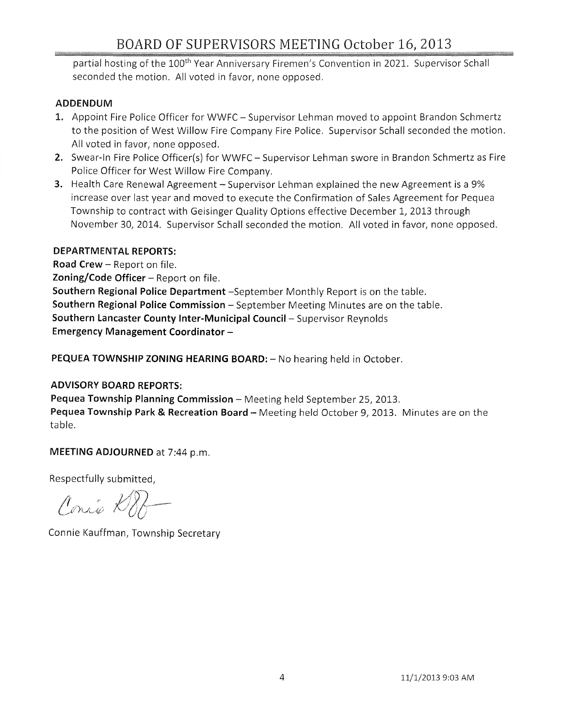partial hosting of the 100th Year Anniversary Firemen's Convention in 2021. Supervisor Schall seconded the motion. All voted in favor, none opposed.

**ADDENDUM**

1. Appoint Fire Police Officer for WWFC – Supervisor Lehman moved to appoint Brandon Schmertz to the position of West Willow Fire Company Fire Police. Supervisor Schall seconded the motion. All voted in favor, none opposed.
2. Swear-In Fire Police Officer(s) for WWFC – Supervisor Lehman swore in Brandon Schmertz as Fire Police Officer for West Willow Fire Company.
3. Health Care Renewal Agreement – Supervisor Lehman explained the new Agreement is a 9% increase over last year and moved to execute the Confirmation of Sales Agreement for Pequea Township to contract with Geisinger Quality Options effective December 1, 2013 through November 30, 2014. Supervisor Schall seconded the motion. All voted in favor, none opposed.

**DEPARTMENTAL REPORTS:**

**Road Crew** – Report on file.
**Zoning/Code Officer** – Report on file.
**Southern Regional Police Department** –September Monthly Report is on the table.
**Southern Regional Police Commission** – September Meeting Minutes are on the table.
**Southern Lancaster County Inter-Municipal Council** – Supervisor Reynolds
**Emergency Management Coordinator** –

**PEQUEA TOWNSHIP ZONING HEARING BOARD:** – No hearing held in October.

**ADVISORY BOARD REPORTS:**

**Pequea Township Planning Commission** – Meeting held September 25, 2013.
**Pequea Township Park & Recreation Board** – Meeting held October 9, 2013. Minutes are on the table.

**MEETING ADJOURNED** at 7:44 p.m.

Respectfully submitted,

Connie Kauffman, Township Secretary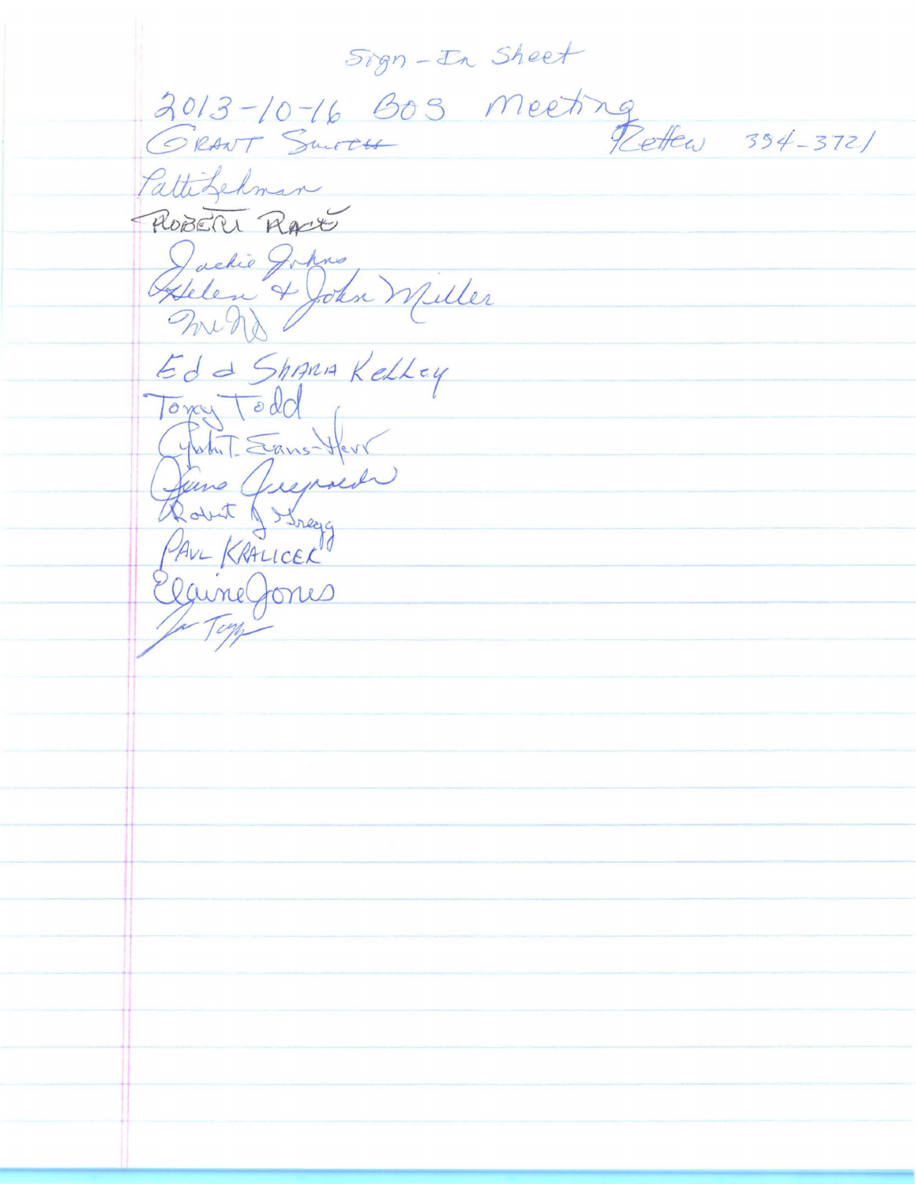Sign - In Sheet

2013-10-16 BOS Meeting

GRANT SMITH — Retter 334-3721

Patti Lehman

ROBERT RAY

Jackie Johns

Helen & John Miller

M. N.

Ed & SHARA KELLEY

Tony Todd

John T. Evans-Herr

Jane Guenard

Robert J. Gregg

PAUL KRALICEK

Elaine Jones

J. Topp